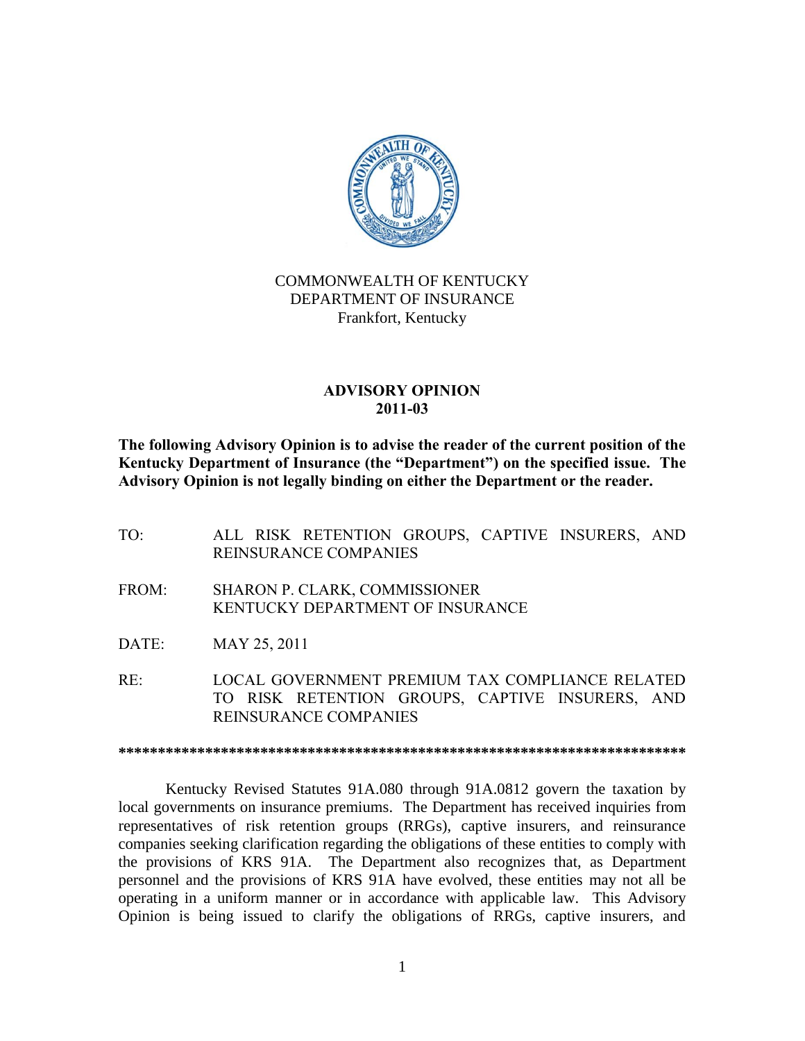COMMONWEALTH OF KENTUCKY
DEPARTMENT OF INSURANCE
Frankfort, Kentucky

# ADVISORY OPINION
# 2011-03

**The following Advisory Opinion is to advise the reader of the current position of the Kentucky Department of Insurance (the "Department") on the specified issue. The Advisory Opinion is not legally binding on either the Department or the reader.**

TO: ALL RISK RETENTION GROUPS, CAPTIVE INSURERS, AND REINSURANCE COMPANIES

FROM: SHARON P. CLARK, COMMISSIONER
KENTUCKY DEPARTMENT OF INSURANCE

DATE: MAY 25, 2011

RE: LOCAL GOVERNMENT PREMIUM TAX COMPLIANCE RELATED TO RISK RETENTION GROUPS, CAPTIVE INSURERS, AND REINSURANCE COMPANIES

************************************************************************

Kentucky Revised Statutes 91A.080 through 91A.0812 govern the taxation by local governments on insurance premiums. The Department has received inquiries from representatives of risk retention groups (RRGs), captive insurers, and reinsurance companies seeking clarification regarding the obligations of these entities to comply with the provisions of KRS 91A. The Department also recognizes that, as Department personnel and the provisions of KRS 91A have evolved, these entities may not all be operating in a uniform manner or in accordance with applicable law. This Advisory Opinion is being issued to clarify the obligations of RRGs, captive insurers, and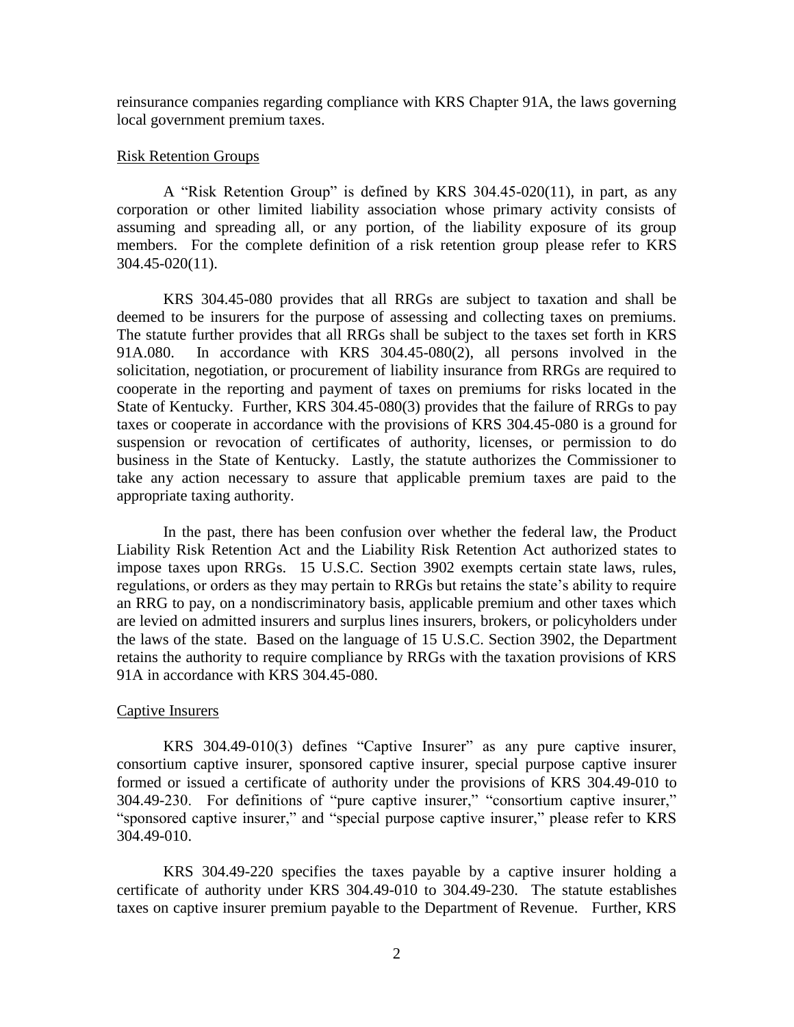reinsurance companies regarding compliance with KRS Chapter 91A, the laws governing local government premium taxes.

<u>Risk Retention Groups</u>

A "Risk Retention Group" is defined by KRS 304.45-020(11), in part, as any corporation or other limited liability association whose primary activity consists of assuming and spreading all, or any portion, of the liability exposure of its group members. For the complete definition of a risk retention group please refer to KRS 304.45-020(11).

KRS 304.45-080 provides that all RRGs are subject to taxation and shall be deemed to be insurers for the purpose of assessing and collecting taxes on premiums. The statute further provides that all RRGs shall be subject to the taxes set forth in KRS 91A.080. In accordance with KRS 304.45-080(2), all persons involved in the solicitation, negotiation, or procurement of liability insurance from RRGs are required to cooperate in the reporting and payment of taxes on premiums for risks located in the State of Kentucky. Further, KRS 304.45-080(3) provides that the failure of RRGs to pay taxes or cooperate in accordance with the provisions of KRS 304.45-080 is a ground for suspension or revocation of certificates of authority, licenses, or permission to do business in the State of Kentucky. Lastly, the statute authorizes the Commissioner to take any action necessary to assure that applicable premium taxes are paid to the appropriate taxing authority.

In the past, there has been confusion over whether the federal law, the Product Liability Risk Retention Act and the Liability Risk Retention Act authorized states to impose taxes upon RRGs. 15 U.S.C. Section 3902 exempts certain state laws, rules, regulations, or orders as they may pertain to RRGs but retains the state's ability to require an RRG to pay, on a nondiscriminatory basis, applicable premium and other taxes which are levied on admitted insurers and surplus lines insurers, brokers, or policyholders under the laws of the state. Based on the language of 15 U.S.C. Section 3902, the Department retains the authority to require compliance by RRGs with the taxation provisions of KRS 91A in accordance with KRS 304.45-080.

<u>Captive Insurers</u>

KRS 304.49-010(3) defines "Captive Insurer" as any pure captive insurer, consortium captive insurer, sponsored captive insurer, special purpose captive insurer formed or issued a certificate of authority under the provisions of KRS 304.49-010 to 304.49-230. For definitions of "pure captive insurer," "consortium captive insurer," "sponsored captive insurer," and "special purpose captive insurer," please refer to KRS 304.49-010.

KRS 304.49-220 specifies the taxes payable by a captive insurer holding a certificate of authority under KRS 304.49-010 to 304.49-230. The statute establishes taxes on captive insurer premium payable to the Department of Revenue. Further, KRS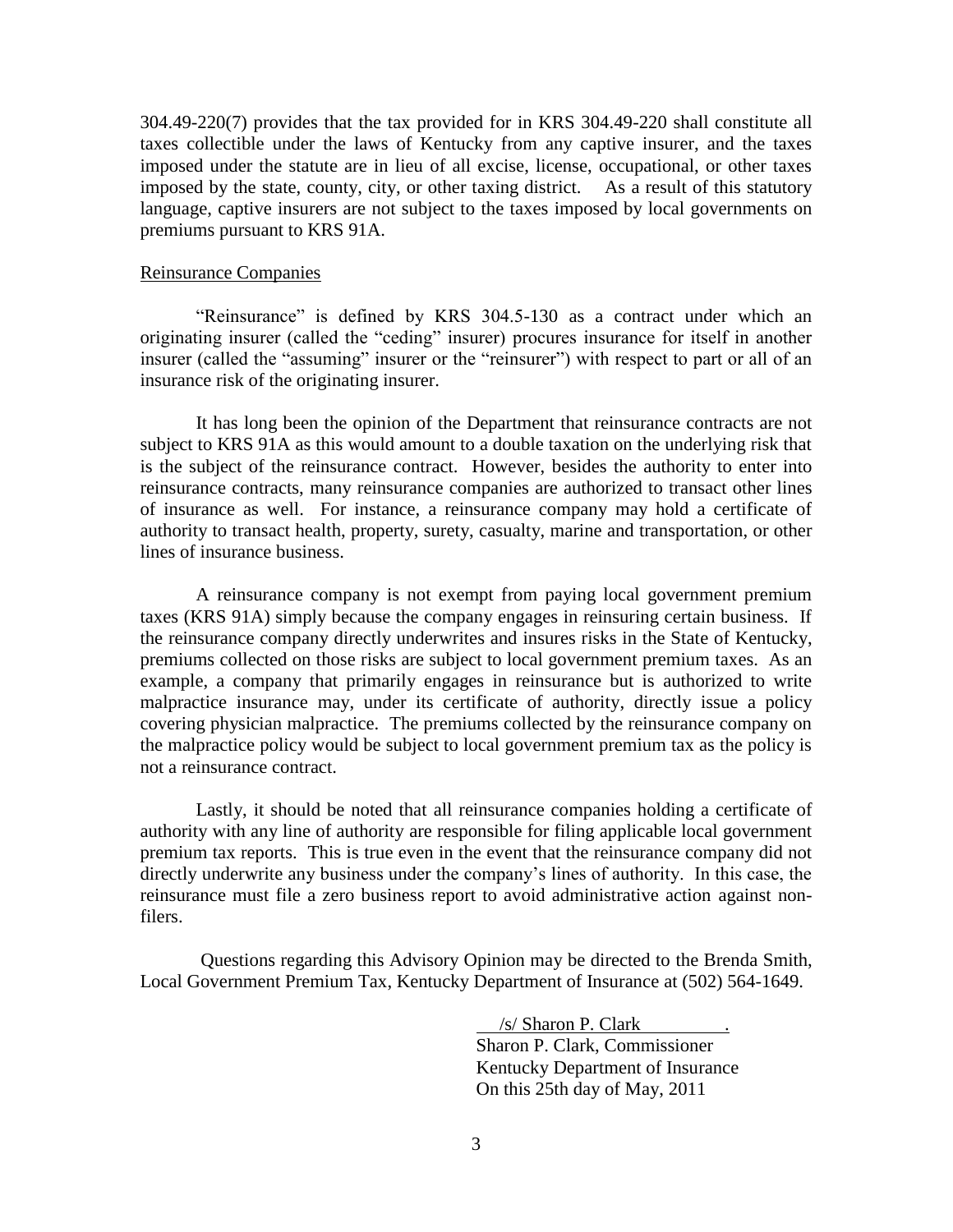304.49-220(7) provides that the tax provided for in KRS 304.49-220 shall constitute all taxes collectible under the laws of Kentucky from any captive insurer, and the taxes imposed under the statute are in lieu of all excise, license, occupational, or other taxes imposed by the state, county, city, or other taxing district. As a result of this statutory language, captive insurers are not subject to the taxes imposed by local governments on premiums pursuant to KRS 91A.

## Reinsurance Companies

"Reinsurance" is defined by KRS 304.5-130 as a contract under which an originating insurer (called the "ceding" insurer) procures insurance for itself in another insurer (called the "assuming" insurer or the "reinsurer") with respect to part or all of an insurance risk of the originating insurer.

It has long been the opinion of the Department that reinsurance contracts are not subject to KRS 91A as this would amount to a double taxation on the underlying risk that is the subject of the reinsurance contract. However, besides the authority to enter into reinsurance contracts, many reinsurance companies are authorized to transact other lines of insurance as well. For instance, a reinsurance company may hold a certificate of authority to transact health, property, surety, casualty, marine and transportation, or other lines of insurance business.

A reinsurance company is not exempt from paying local government premium taxes (KRS 91A) simply because the company engages in reinsuring certain business. If the reinsurance company directly underwrites and insures risks in the State of Kentucky, premiums collected on those risks are subject to local government premium taxes. As an example, a company that primarily engages in reinsurance but is authorized to write malpractice insurance may, under its certificate of authority, directly issue a policy covering physician malpractice. The premiums collected by the reinsurance company on the malpractice policy would be subject to local government premium tax as the policy is not a reinsurance contract.

Lastly, it should be noted that all reinsurance companies holding a certificate of authority with any line of authority are responsible for filing applicable local government premium tax reports. This is true even in the event that the reinsurance company did not directly underwrite any business under the company's lines of authority. In this case, the reinsurance must file a zero business report to avoid administrative action against non-filers.

Questions regarding this Advisory Opinion may be directed to the Brenda Smith, Local Government Premium Tax, Kentucky Department of Insurance at (502) 564-1649.

/s/ Sharon P. Clark .
Sharon P. Clark, Commissioner
Kentucky Department of Insurance
On this 25th day of May, 2011